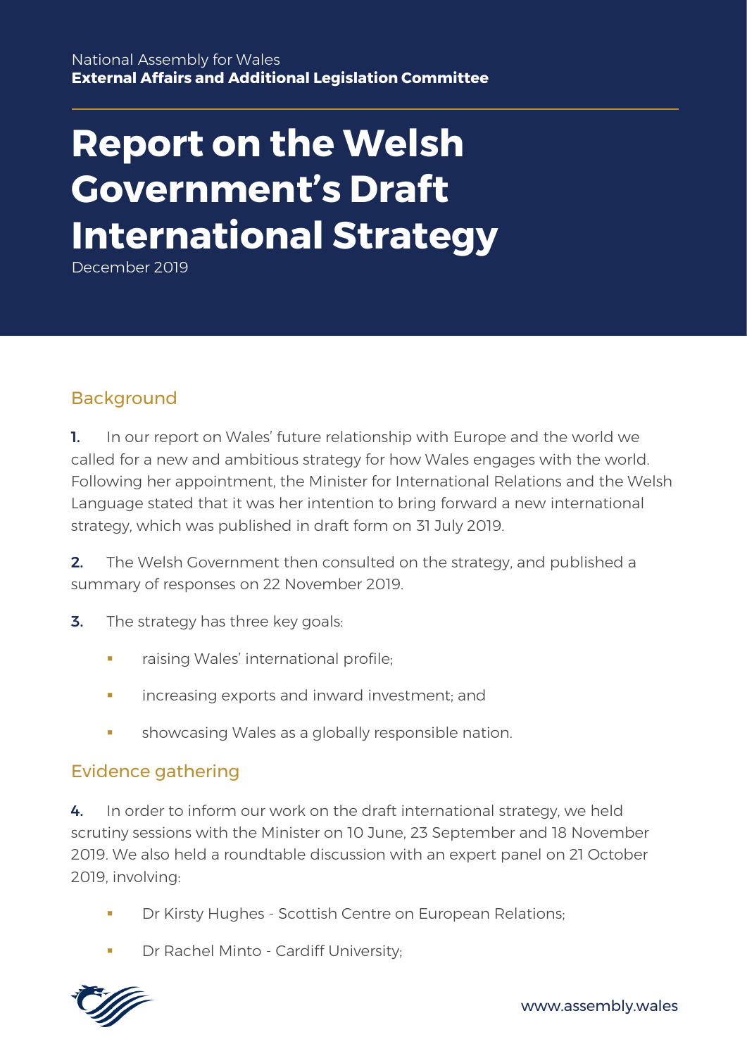National Assembly for Wales
**External Affairs and Additional Legislation Committee**

# Report on the Welsh Government's Draft International Strategy

December 2019

## Background

**1.** In our report on Wales' future relationship with Europe and the world we called for a new and ambitious strategy for how Wales engages with the world. Following her appointment, the Minister for International Relations and the Welsh Language stated that it was her intention to bring forward a new international strategy, which was published in draft form on 31 July 2019.

**2.** The Welsh Government then consulted on the strategy, and published a summary of responses on 22 November 2019.

**3.** The strategy has three key goals:

- raising Wales' international profile;
- increasing exports and inward investment; and
- showcasing Wales as a globally responsible nation.

## Evidence gathering

**4.** In order to inform our work on the draft international strategy, we held scrutiny sessions with the Minister on 10 June, 23 September and 18 November 2019. We also held a roundtable discussion with an expert panel on 21 October 2019, involving:

- Dr Kirsty Hughes - Scottish Centre on European Relations;
- Dr Rachel Minto - Cardiff University;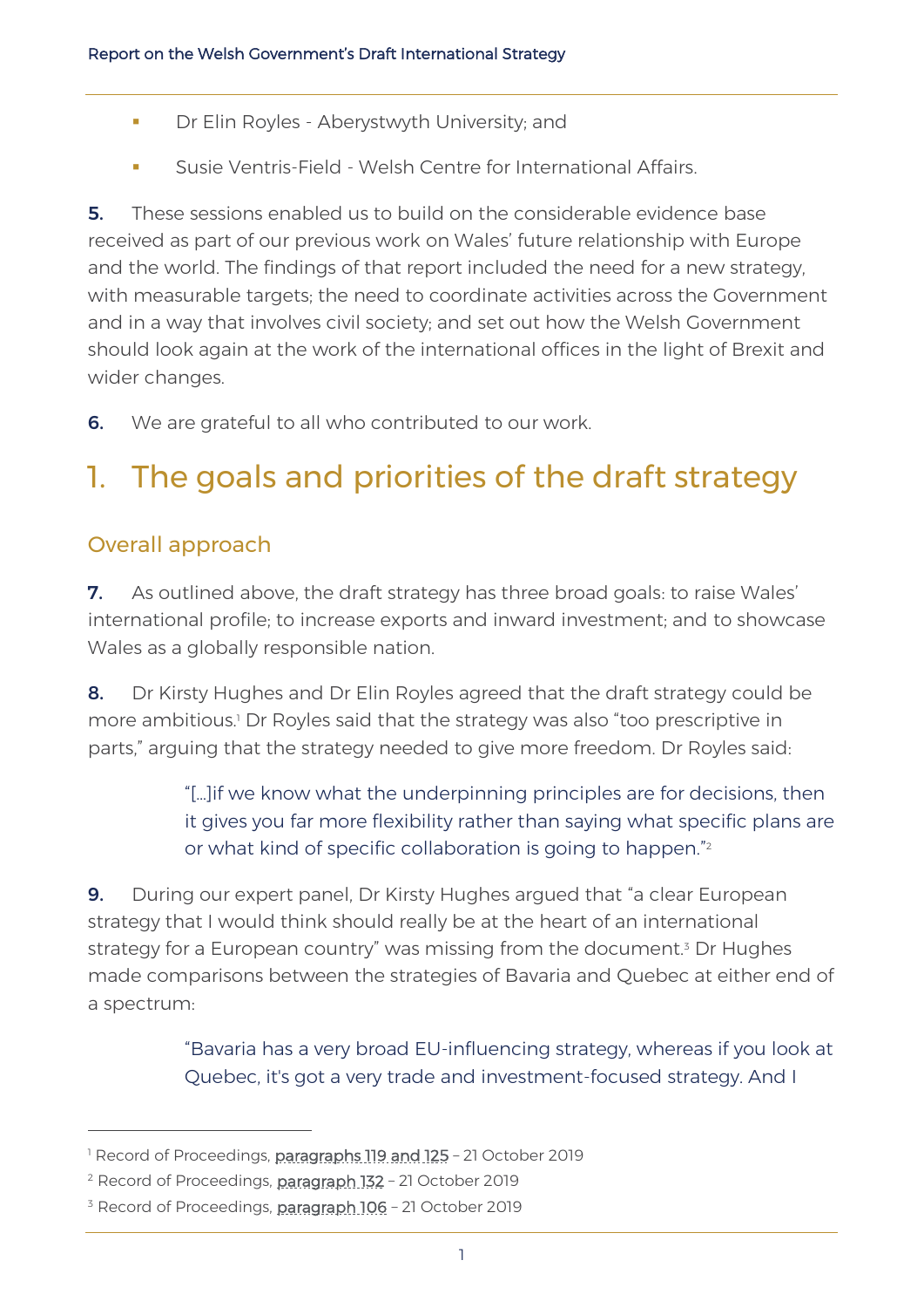- Dr Elin Royles - Aberystwyth University; and
- Susie Ventris-Field - Welsh Centre for International Affairs.

**5.** These sessions enabled us to build on the considerable evidence base received as part of our previous work on Wales' future relationship with Europe and the world. The findings of that report included the need for a new strategy, with measurable targets; the need to coordinate activities across the Government and in a way that involves civil society; and set out how the Welsh Government should look again at the work of the international offices in the light of Brexit and wider changes.

**6.** We are grateful to all who contributed to our work.

# 1. The goals and priorities of the draft strategy

## Overall approach

**7.** As outlined above, the draft strategy has three broad goals: to raise Wales' international profile; to increase exports and inward investment; and to showcase Wales as a globally responsible nation.

**8.** Dr Kirsty Hughes and Dr Elin Royles agreed that the draft strategy could be more ambitious.[1] Dr Royles said that the strategy was also "too prescriptive in parts," arguing that the strategy needed to give more freedom. Dr Royles said:

> "[…]if we know what the underpinning principles are for decisions, then it gives you far more flexibility rather than saying what specific plans are or what kind of specific collaboration is going to happen."[2]

**9.** During our expert panel, Dr Kirsty Hughes argued that "a clear European strategy that I would think should really be at the heart of an international strategy for a European country" was missing from the document.[3] Dr Hughes made comparisons between the strategies of Bavaria and Quebec at either end of a spectrum:

> "Bavaria has a very broad EU-influencing strategy, whereas if you look at Quebec, it's got a very trade and investment-focused strategy. And I

---

[1] Record of Proceedings, paragraphs 119 and 125 – 21 October 2019

[2] Record of Proceedings, paragraph 132 – 21 October 2019

[3] Record of Proceedings, paragraph 106 – 21 October 2019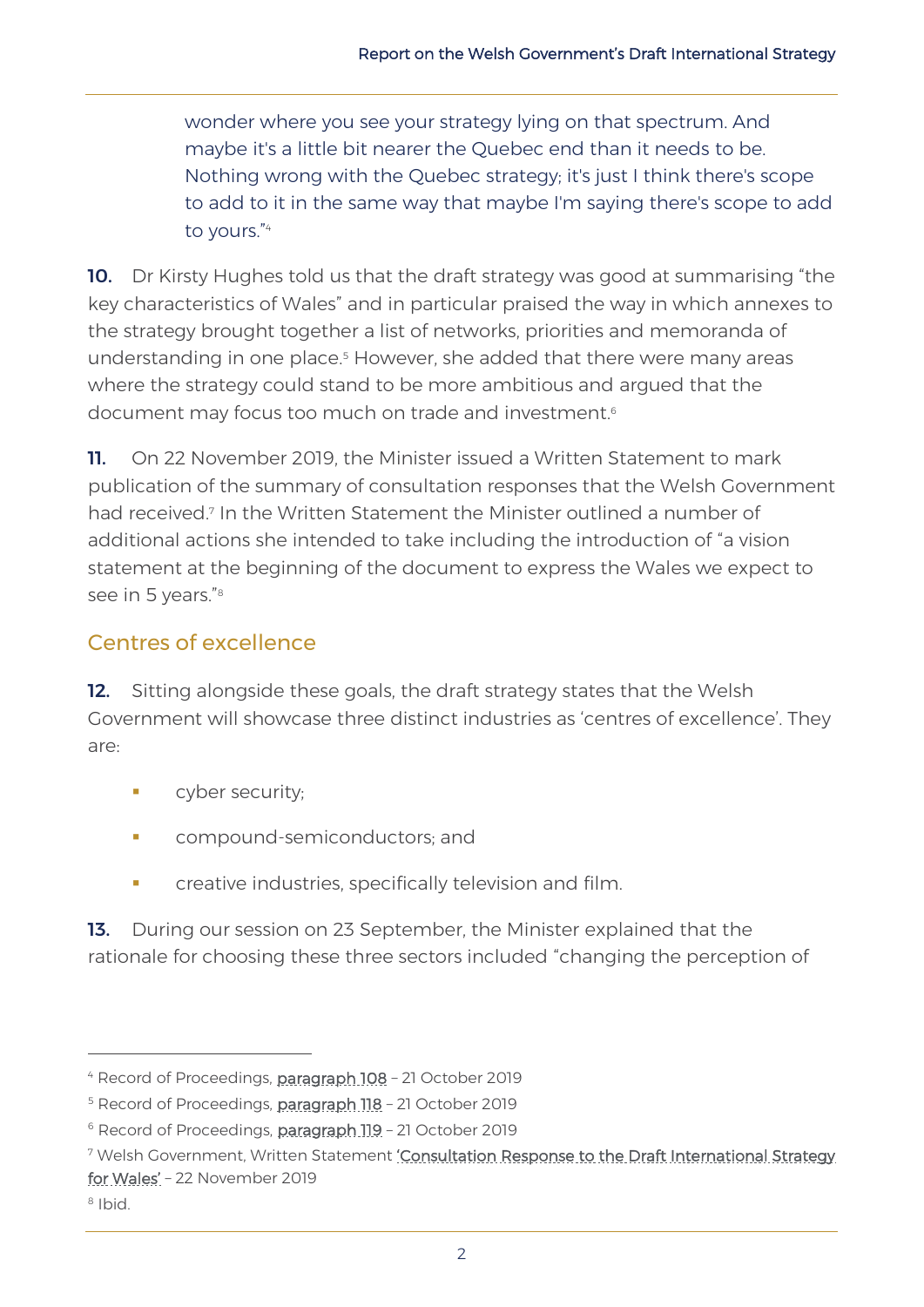> wonder where you see your strategy lying on that spectrum. And maybe it's a little bit nearer the Quebec end than it needs to be. Nothing wrong with the Quebec strategy; it's just I think there's scope to add to it in the same way that maybe I'm saying there's scope to add to yours."[4]

**10.** Dr Kirsty Hughes told us that the draft strategy was good at summarising "the key characteristics of Wales" and in particular praised the way in which annexes to the strategy brought together a list of networks, priorities and memoranda of understanding in one place.[5] However, she added that there were many areas where the strategy could stand to be more ambitious and argued that the document may focus too much on trade and investment.[6]

**11.** On 22 November 2019, the Minister issued a Written Statement to mark publication of the summary of consultation responses that the Welsh Government had received.[7] In the Written Statement the Minister outlined a number of additional actions she intended to take including the introduction of "a vision statement at the beginning of the document to express the Wales we expect to see in 5 years."[8]

## Centres of excellence

**12.** Sitting alongside these goals, the draft strategy states that the Welsh Government will showcase three distinct industries as 'centres of excellence'. They are:

- cyber security;
- compound-semiconductors; and
- creative industries, specifically television and film.

**13.** During our session on 23 September, the Minister explained that the rationale for choosing these three sectors included "changing the perception of

---

[4] Record of Proceedings, paragraph 108 – 21 October 2019

[5] Record of Proceedings, paragraph 118 – 21 October 2019

[6] Record of Proceedings, paragraph 119 – 21 October 2019

[7] Welsh Government, Written Statement 'Consultation Response to the Draft International Strategy for Wales' – 22 November 2019

[8] Ibid.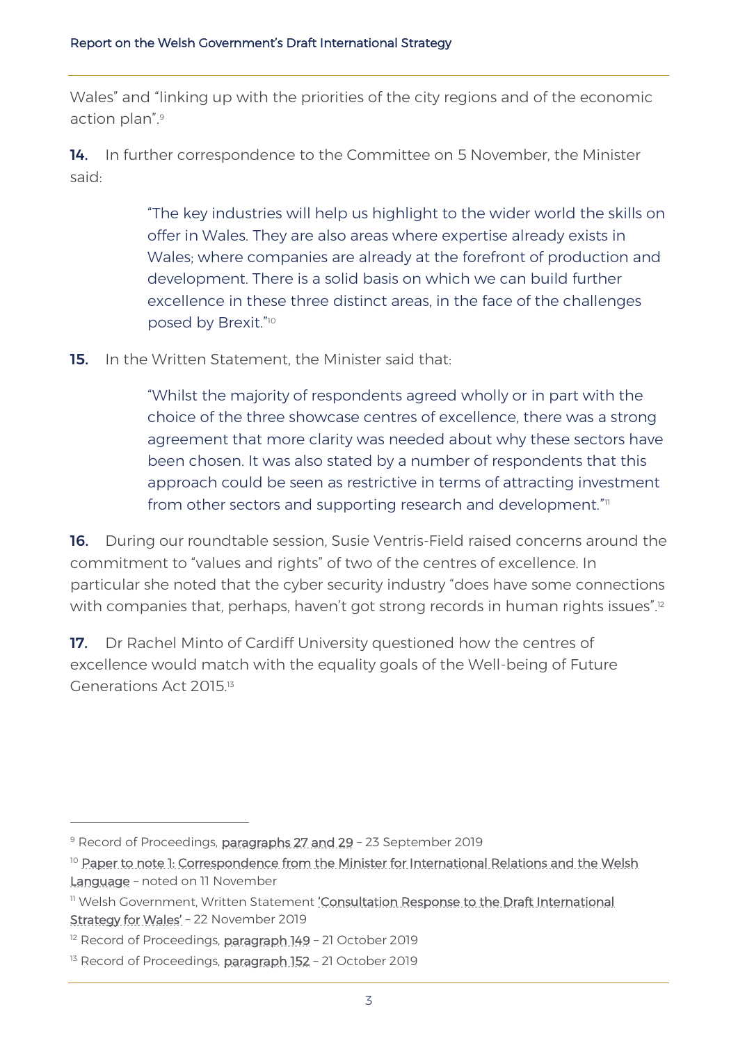Wales" and "linking up with the priorities of the city regions and of the economic action plan".[9]

**14.** In further correspondence to the Committee on 5 November, the Minister said:

> "The key industries will help us highlight to the wider world the skills on offer in Wales. They are also areas where expertise already exists in Wales; where companies are already at the forefront of production and development. There is a solid basis on which we can build further excellence in these three distinct areas, in the face of the challenges posed by Brexit."[10]

**15.** In the Written Statement, the Minister said that:

> "Whilst the majority of respondents agreed wholly or in part with the choice of the three showcase centres of excellence, there was a strong agreement that more clarity was needed about why these sectors have been chosen. It was also stated by a number of respondents that this approach could be seen as restrictive in terms of attracting investment from other sectors and supporting research and development."[11]

**16.** During our roundtable session, Susie Ventris-Field raised concerns around the commitment to "values and rights" of two of the centres of excellence. In particular she noted that the cyber security industry "does have some connections with companies that, perhaps, haven't got strong records in human rights issues".[12]

**17.** Dr Rachel Minto of Cardiff University questioned how the centres of excellence would match with the equality goals of the Well-being of Future Generations Act 2015.[13]

---

[9] Record of Proceedings, paragraphs 27 and 29 – 23 September 2019

[10] Paper to note 1: Correspondence from the Minister for International Relations and the Welsh Language – noted on 11 November

[11] Welsh Government, Written Statement 'Consultation Response to the Draft International Strategy for Wales' – 22 November 2019

[12] Record of Proceedings, paragraph 149 – 21 October 2019

[13] Record of Proceedings, paragraph 152 – 21 October 2019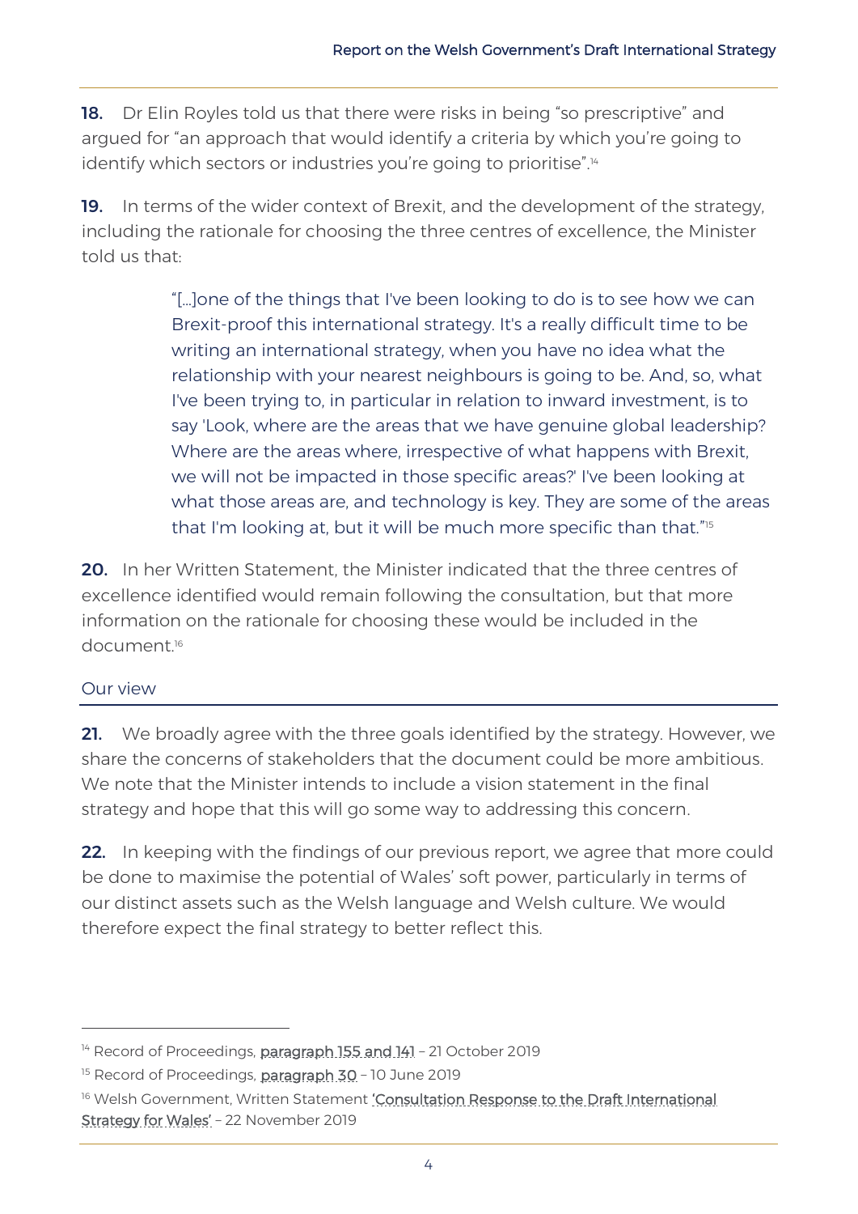**18.** Dr Elin Royles told us that there were risks in being "so prescriptive" and argued for "an approach that would identify a criteria by which you're going to identify which sectors or industries you're going to prioritise".[14]

**19.** In terms of the wider context of Brexit, and the development of the strategy, including the rationale for choosing the three centres of excellence, the Minister told us that:

> "[…]one of the things that I've been looking to do is to see how we can Brexit-proof this international strategy. It's a really difficult time to be writing an international strategy, when you have no idea what the relationship with your nearest neighbours is going to be. And, so, what I've been trying to, in particular in relation to inward investment, is to say 'Look, where are the areas that we have genuine global leadership? Where are the areas where, irrespective of what happens with Brexit, we will not be impacted in those specific areas?' I've been looking at what those areas are, and technology is key. They are some of the areas that I'm looking at, but it will be much more specific than that."[15]

**20.** In her Written Statement, the Minister indicated that the three centres of excellence identified would remain following the consultation, but that more information on the rationale for choosing these would be included in the document.[16]

## Our view

**21.** We broadly agree with the three goals identified by the strategy. However, we share the concerns of stakeholders that the document could be more ambitious. We note that the Minister intends to include a vision statement in the final strategy and hope that this will go some way to addressing this concern.

**22.** In keeping with the findings of our previous report, we agree that more could be done to maximise the potential of Wales' soft power, particularly in terms of our distinct assets such as the Welsh language and Welsh culture. We would therefore expect the final strategy to better reflect this.

---

[14] Record of Proceedings, paragraph 155 and 141 – 21 October 2019

[15] Record of Proceedings, paragraph 30 – 10 June 2019

[16] Welsh Government, Written Statement 'Consultation Response to the Draft International Strategy for Wales' – 22 November 2019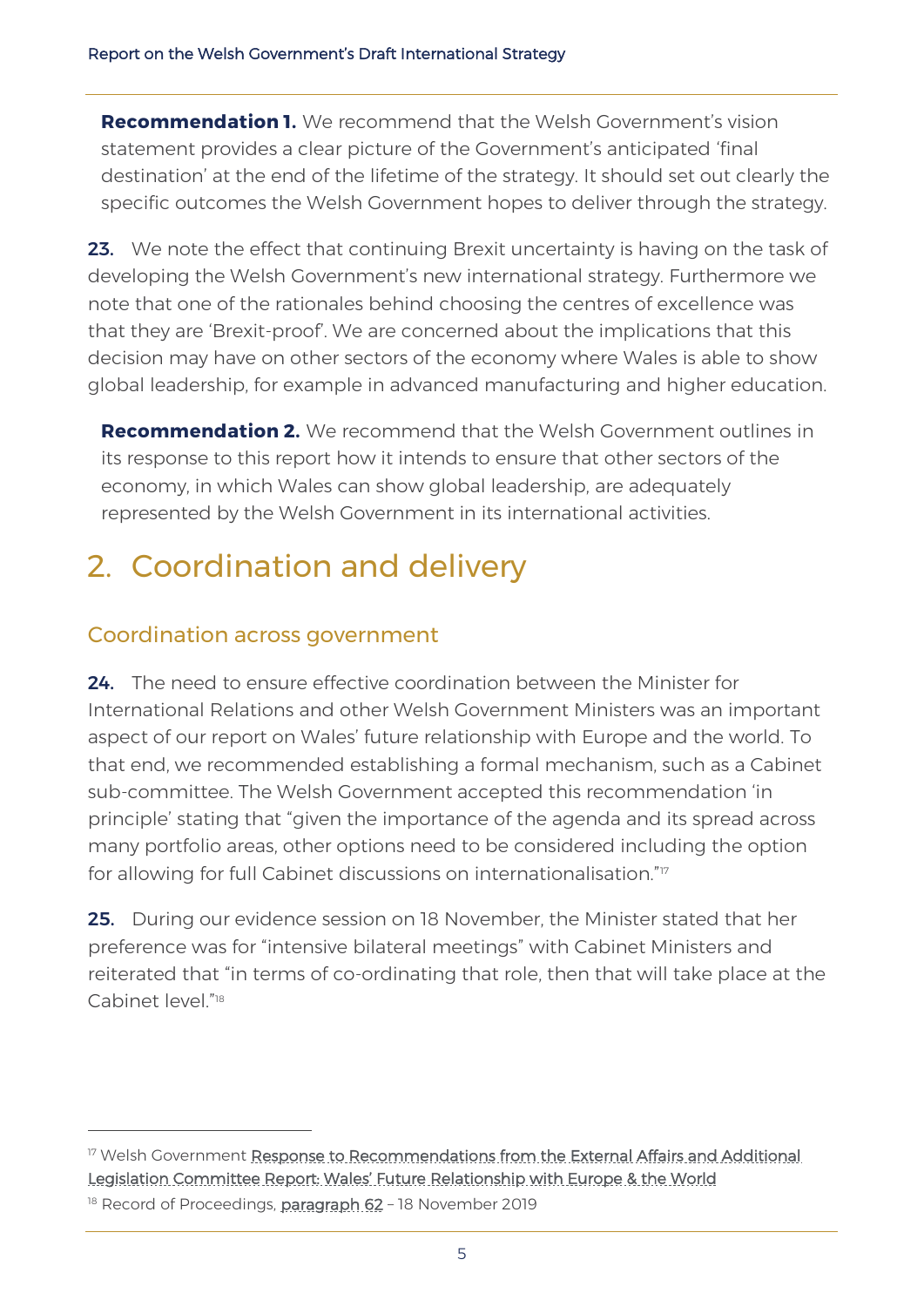**Recommendation 1.** We recommend that the Welsh Government's vision statement provides a clear picture of the Government's anticipated 'final destination' at the end of the lifetime of the strategy. It should set out clearly the specific outcomes the Welsh Government hopes to deliver through the strategy.

**23.** We note the effect that continuing Brexit uncertainty is having on the task of developing the Welsh Government's new international strategy. Furthermore we note that one of the rationales behind choosing the centres of excellence was that they are 'Brexit-proof'. We are concerned about the implications that this decision may have on other sectors of the economy where Wales is able to show global leadership, for example in advanced manufacturing and higher education.

**Recommendation 2.** We recommend that the Welsh Government outlines in its response to this report how it intends to ensure that other sectors of the economy, in which Wales can show global leadership, are adequately represented by the Welsh Government in its international activities.

# 2. Coordination and delivery

## Coordination across government

**24.** The need to ensure effective coordination between the Minister for International Relations and other Welsh Government Ministers was an important aspect of our report on Wales' future relationship with Europe and the world. To that end, we recommended establishing a formal mechanism, such as a Cabinet sub-committee. The Welsh Government accepted this recommendation 'in principle' stating that "given the importance of the agenda and its spread across many portfolio areas, other options need to be considered including the option for allowing for full Cabinet discussions on internationalisation."[17]

**25.** During our evidence session on 18 November, the Minister stated that her preference was for "intensive bilateral meetings" with Cabinet Ministers and reiterated that "in terms of co-ordinating that role, then that will take place at the Cabinet level."[18]

[17] Welsh Government Response to Recommendations from the External Affairs and Additional Legislation Committee Report: Wales' Future Relationship with Europe & the World

[18] Record of Proceedings, paragraph 62 – 18 November 2019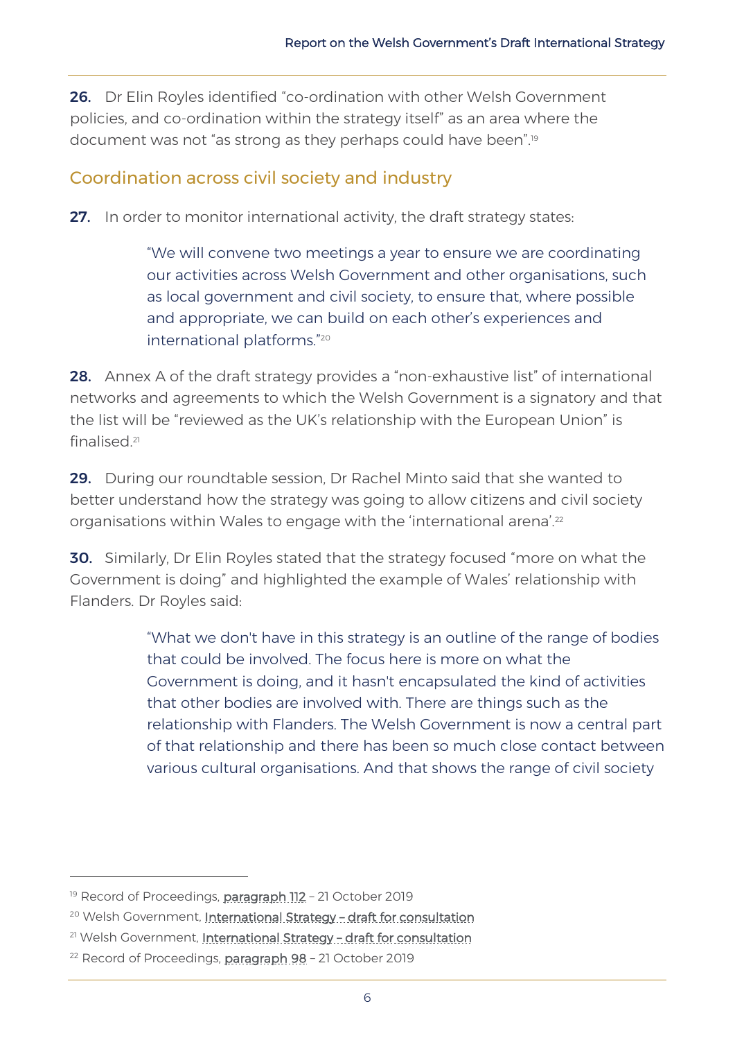**26.** Dr Elin Royles identified "co-ordination with other Welsh Government policies, and co-ordination within the strategy itself" as an area where the document was not "as strong as they perhaps could have been".[19]

## Coordination across civil society and industry

**27.** In order to monitor international activity, the draft strategy states:

> "We will convene two meetings a year to ensure we are coordinating our activities across Welsh Government and other organisations, such as local government and civil society, to ensure that, where possible and appropriate, we can build on each other's experiences and international platforms."[20]

**28.** Annex A of the draft strategy provides a "non-exhaustive list" of international networks and agreements to which the Welsh Government is a signatory and that the list will be "reviewed as the UK's relationship with the European Union" is finalised.[21]

**29.** During our roundtable session, Dr Rachel Minto said that she wanted to better understand how the strategy was going to allow citizens and civil society organisations within Wales to engage with the 'international arena'.[22]

**30.** Similarly, Dr Elin Royles stated that the strategy focused "more on what the Government is doing" and highlighted the example of Wales' relationship with Flanders. Dr Royles said:

> "What we don't have in this strategy is an outline of the range of bodies that could be involved. The focus here is more on what the Government is doing, and it hasn't encapsulated the kind of activities that other bodies are involved with. There are things such as the relationship with Flanders. The Welsh Government is now a central part of that relationship and there has been so much close contact between various cultural organisations. And that shows the range of civil society

---

[19] Record of Proceedings, paragraph 112 – 21 October 2019

[20] Welsh Government, International Strategy – draft for consultation

[21] Welsh Government, International Strategy – draft for consultation

[22] Record of Proceedings, paragraph 98 – 21 October 2019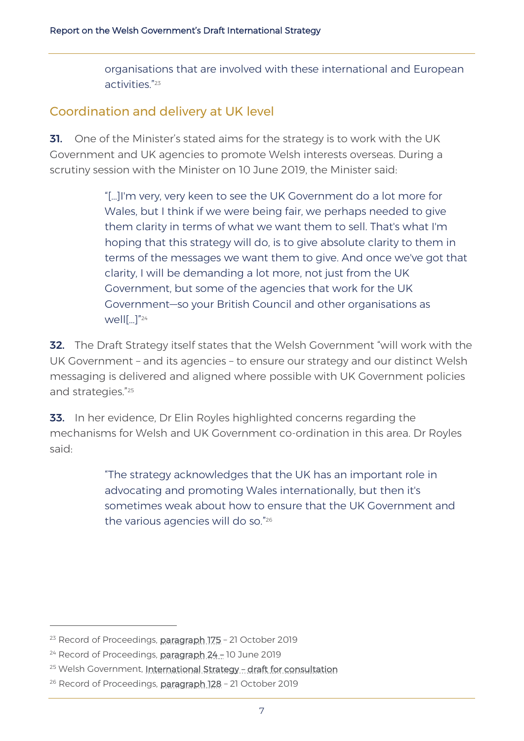organisations that are involved with these international and European activities."[23]

## Coordination and delivery at UK level

**31.** One of the Minister's stated aims for the strategy is to work with the UK Government and UK agencies to promote Welsh interests overseas. During a scrutiny session with the Minister on 10 June 2019, the Minister said:

> "[…]I'm very, very keen to see the UK Government do a lot more for Wales, but I think if we were being fair, we perhaps needed to give them clarity in terms of what we want them to sell. That's what I'm hoping that this strategy will do, is to give absolute clarity to them in terms of the messages we want them to give. And once we've got that clarity, I will be demanding a lot more, not just from the UK Government, but some of the agencies that work for the UK Government—so your British Council and other organisations as well[…]"[24]

**32.** The Draft Strategy itself states that the Welsh Government "will work with the UK Government – and its agencies – to ensure our strategy and our distinct Welsh messaging is delivered and aligned where possible with UK Government policies and strategies."[25]

**33.** In her evidence, Dr Elin Royles highlighted concerns regarding the mechanisms for Welsh and UK Government co-ordination in this area. Dr Royles said:

> "The strategy acknowledges that the UK has an important role in advocating and promoting Wales internationally, but then it's sometimes weak about how to ensure that the UK Government and the various agencies will do so."[26]

---

[23] Record of Proceedings, paragraph 175 – 21 October 2019

[24] Record of Proceedings, paragraph 24 – 10 June 2019

[25] Welsh Government, International Strategy – draft for consultation

[26] Record of Proceedings, paragraph 128 – 21 October 2019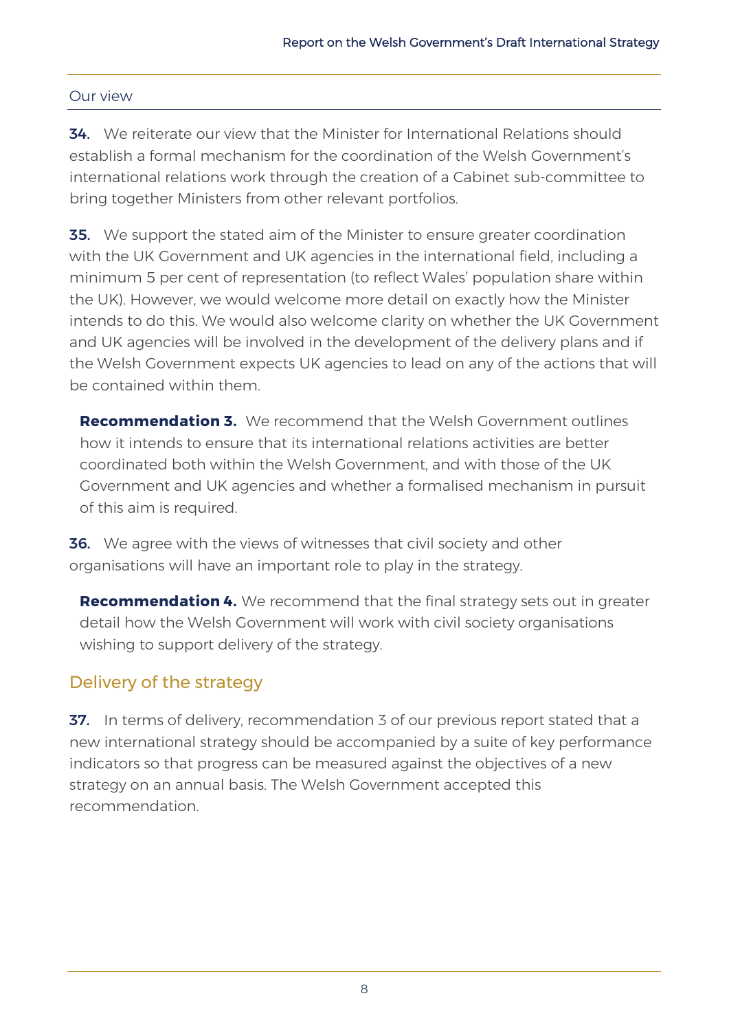### Our view

**34.** We reiterate our view that the Minister for International Relations should establish a formal mechanism for the coordination of the Welsh Government's international relations work through the creation of a Cabinet sub-committee to bring together Ministers from other relevant portfolios.

**35.** We support the stated aim of the Minister to ensure greater coordination with the UK Government and UK agencies in the international field, including a minimum 5 per cent of representation (to reflect Wales' population share within the UK). However, we would welcome more detail on exactly how the Minister intends to do this. We would also welcome clarity on whether the UK Government and UK agencies will be involved in the development of the delivery plans and if the Welsh Government expects UK agencies to lead on any of the actions that will be contained within them.

**Recommendation 3.** We recommend that the Welsh Government outlines how it intends to ensure that its international relations activities are better coordinated both within the Welsh Government, and with those of the UK Government and UK agencies and whether a formalised mechanism in pursuit of this aim is required.

**36.** We agree with the views of witnesses that civil society and other organisations will have an important role to play in the strategy.

**Recommendation 4.** We recommend that the final strategy sets out in greater detail how the Welsh Government will work with civil society organisations wishing to support delivery of the strategy.

## Delivery of the strategy

**37.** In terms of delivery, recommendation 3 of our previous report stated that a new international strategy should be accompanied by a suite of key performance indicators so that progress can be measured against the objectives of a new strategy on an annual basis. The Welsh Government accepted this recommendation.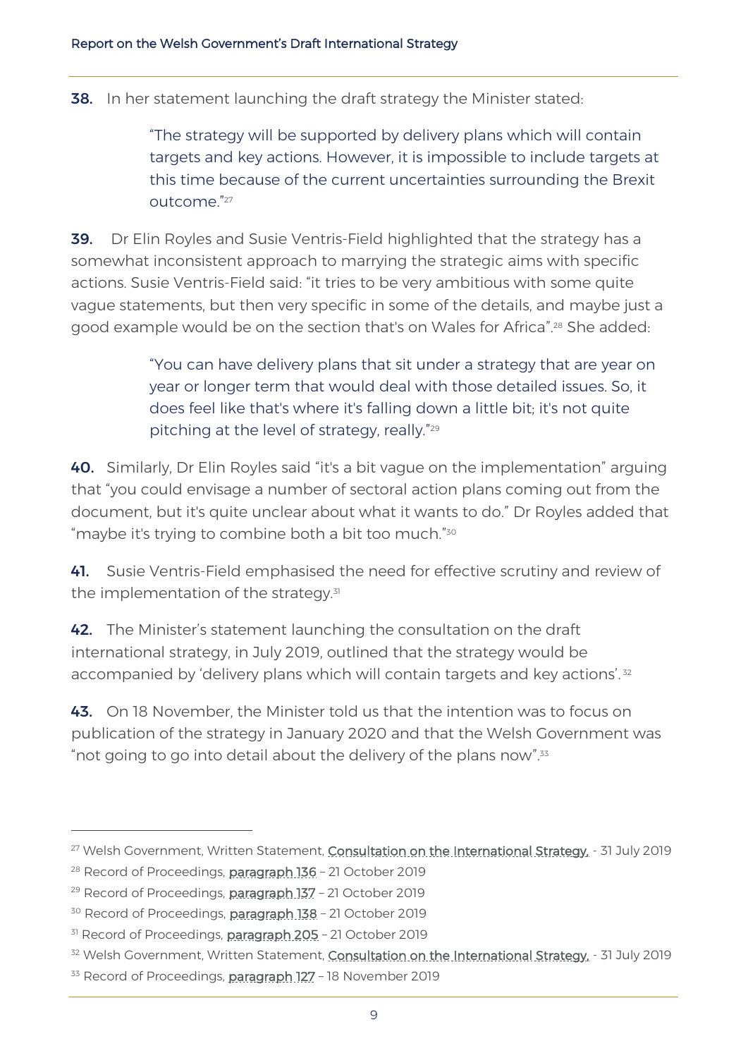**38.** In her statement launching the draft strategy the Minister stated:

> "The strategy will be supported by delivery plans which will contain targets and key actions. However, it is impossible to include targets at this time because of the current uncertainties surrounding the Brexit outcome."[27]

**39.** Dr Elin Royles and Susie Ventris-Field highlighted that the strategy has a somewhat inconsistent approach to marrying the strategic aims with specific actions. Susie Ventris-Field said: "it tries to be very ambitious with some quite vague statements, but then very specific in some of the details, and maybe just a good example would be on the section that's on Wales for Africa".[28] She added:

> "You can have delivery plans that sit under a strategy that are year on year or longer term that would deal with those detailed issues. So, it does feel like that's where it's falling down a little bit; it's not quite pitching at the level of strategy, really."[29]

**40.** Similarly, Dr Elin Royles said "it's a bit vague on the implementation" arguing that "you could envisage a number of sectoral action plans coming out from the document, but it's quite unclear about what it wants to do." Dr Royles added that "maybe it's trying to combine both a bit too much."[30]

**41.** Susie Ventris-Field emphasised the need for effective scrutiny and review of the implementation of the strategy.[31]

**42.** The Minister's statement launching the consultation on the draft international strategy, in July 2019, outlined that the strategy would be accompanied by 'delivery plans which will contain targets and key actions'.[32]

**43.** On 18 November, the Minister told us that the intention was to focus on publication of the strategy in January 2020 and that the Welsh Government was "not going to go into detail about the delivery of the plans now".[33]

---

[27] Welsh Government, Written Statement, Consultation on the International Strategy, - 31 July 2019
[28] Record of Proceedings, paragraph 136 – 21 October 2019
[29] Record of Proceedings, paragraph 137 – 21 October 2019
[30] Record of Proceedings, paragraph 138 – 21 October 2019
[31] Record of Proceedings, paragraph 205 – 21 October 2019
[32] Welsh Government, Written Statement, Consultation on the International Strategy, - 31 July 2019
[33] Record of Proceedings, paragraph 127 – 18 November 2019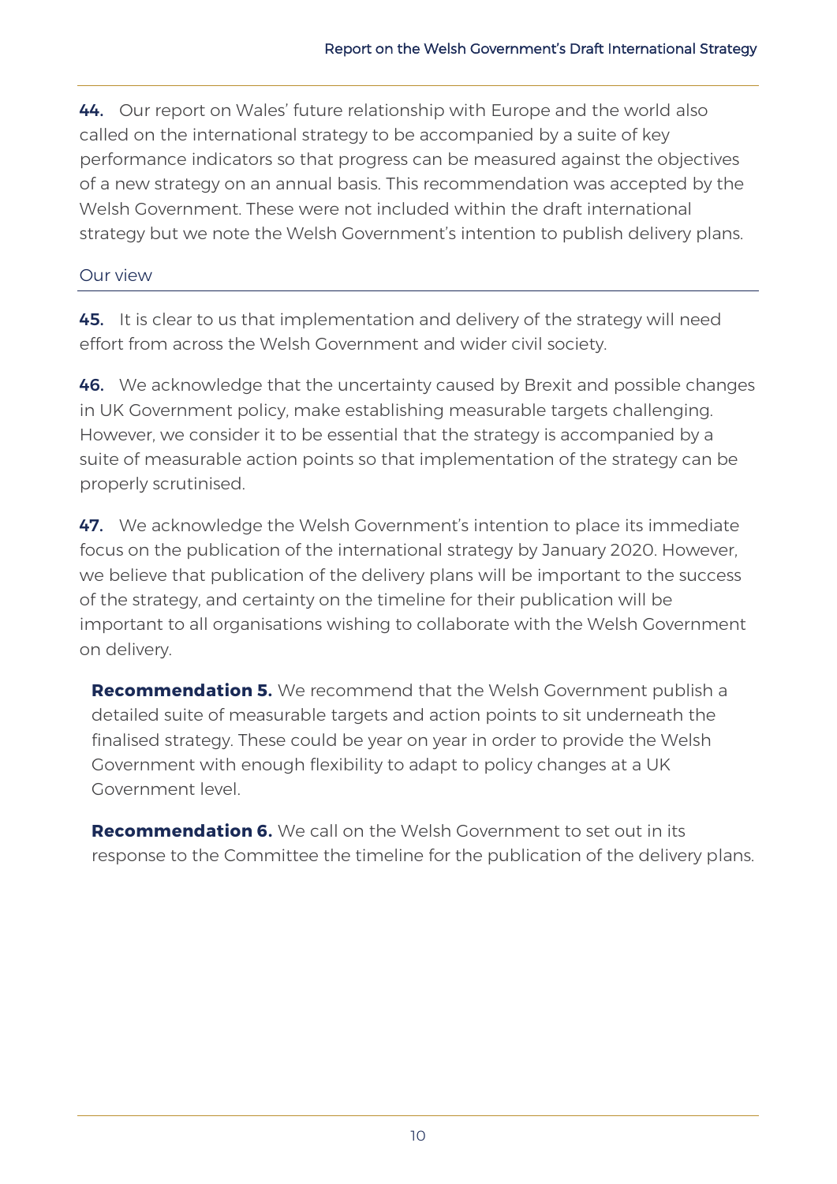**44.** Our report on Wales' future relationship with Europe and the world also called on the international strategy to be accompanied by a suite of key performance indicators so that progress can be measured against the objectives of a new strategy on an annual basis. This recommendation was accepted by the Welsh Government. These were not included within the draft international strategy but we note the Welsh Government's intention to publish delivery plans.

### Our view

**45.** It is clear to us that implementation and delivery of the strategy will need effort from across the Welsh Government and wider civil society.

**46.** We acknowledge that the uncertainty caused by Brexit and possible changes in UK Government policy, make establishing measurable targets challenging. However, we consider it to be essential that the strategy is accompanied by a suite of measurable action points so that implementation of the strategy can be properly scrutinised.

**47.** We acknowledge the Welsh Government's intention to place its immediate focus on the publication of the international strategy by January 2020. However, we believe that publication of the delivery plans will be important to the success of the strategy, and certainty on the timeline for their publication will be important to all organisations wishing to collaborate with the Welsh Government on delivery.

**Recommendation 5.** We recommend that the Welsh Government publish a detailed suite of measurable targets and action points to sit underneath the finalised strategy. These could be year on year in order to provide the Welsh Government with enough flexibility to adapt to policy changes at a UK Government level.

**Recommendation 6.** We call on the Welsh Government to set out in its response to the Committee the timeline for the publication of the delivery plans.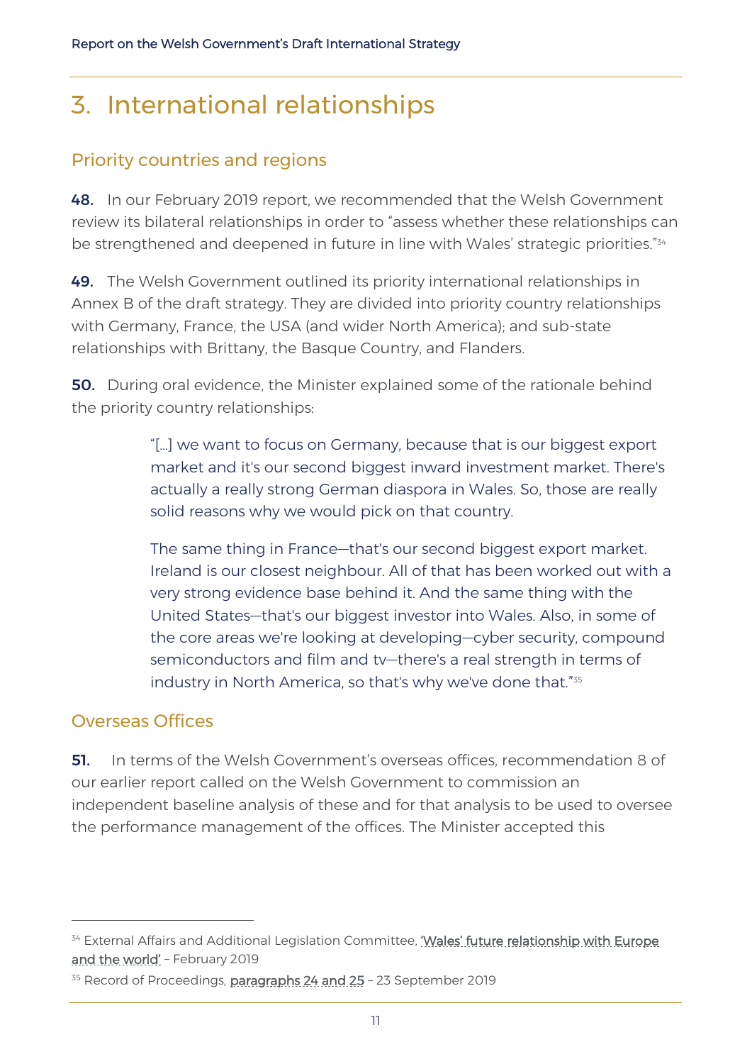# 3. International relationships

## Priority countries and regions

**48.** In our February 2019 report, we recommended that the Welsh Government review its bilateral relationships in order to "assess whether these relationships can be strengthened and deepened in future in line with Wales' strategic priorities."[34]

**49.** The Welsh Government outlined its priority international relationships in Annex B of the draft strategy. They are divided into priority country relationships with Germany, France, the USA (and wider North America); and sub-state relationships with Brittany, the Basque Country, and Flanders.

**50.** During oral evidence, the Minister explained some of the rationale behind the priority country relationships:

> "[…] we want to focus on Germany, because that is our biggest export market and it's our second biggest inward investment market. There's actually a really strong German diaspora in Wales. So, those are really solid reasons why we would pick on that country.
>
> The same thing in France—that's our second biggest export market. Ireland is our closest neighbour. All of that has been worked out with a very strong evidence base behind it. And the same thing with the United States—that's our biggest investor into Wales. Also, in some of the core areas we're looking at developing—cyber security, compound semiconductors and film and tv—there's a real strength in terms of industry in North America, so that's why we've done that."[35]

## Overseas Offices

**51.** In terms of the Welsh Government's overseas offices, recommendation 8 of our earlier report called on the Welsh Government to commission an independent baseline analysis of these and for that analysis to be used to oversee the performance management of the offices. The Minister accepted this

---

[34] External Affairs and Additional Legislation Committee, 'Wales' future relationship with Europe and the world' – February 2019

[35] Record of Proceedings, paragraphs 24 and 25 – 23 September 2019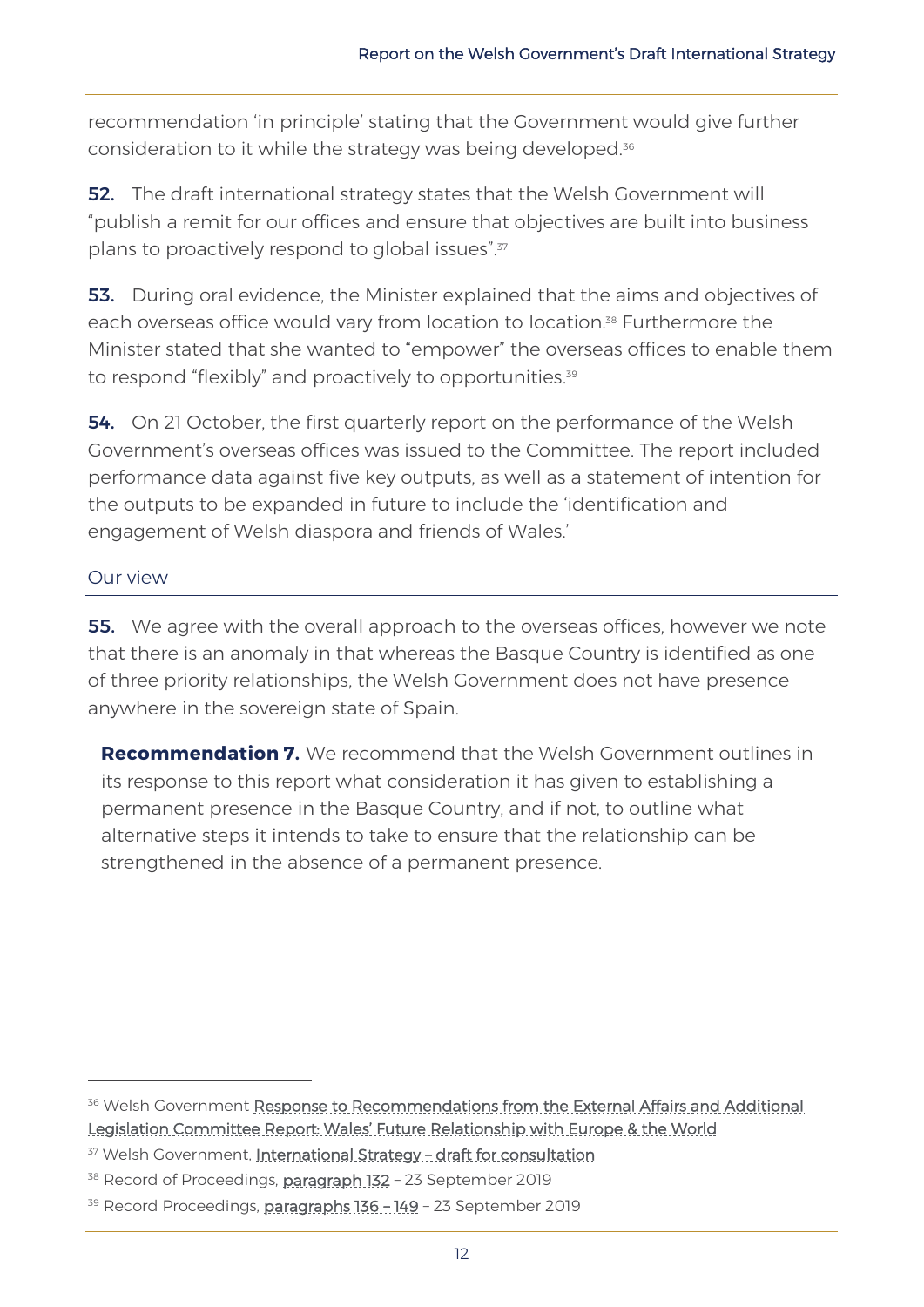recommendation 'in principle' stating that the Government would give further consideration to it while the strategy was being developed.[36]

**52.** The draft international strategy states that the Welsh Government will "publish a remit for our offices and ensure that objectives are built into business plans to proactively respond to global issues".[37]

**53.** During oral evidence, the Minister explained that the aims and objectives of each overseas office would vary from location to location.[38] Furthermore the Minister stated that she wanted to "empower" the overseas offices to enable them to respond "flexibly" and proactively to opportunities.[39]

**54.** On 21 October, the first quarterly report on the performance of the Welsh Government's overseas offices was issued to the Committee. The report included performance data against five key outputs, as well as a statement of intention for the outputs to be expanded in future to include the 'identification and engagement of Welsh diaspora and friends of Wales.'

## Our view

**55.** We agree with the overall approach to the overseas offices, however we note that there is an anomaly in that whereas the Basque Country is identified as one of three priority relationships, the Welsh Government does not have presence anywhere in the sovereign state of Spain.

> **Recommendation 7.** We recommend that the Welsh Government outlines in its response to this report what consideration it has given to establishing a permanent presence in the Basque Country, and if not, to outline what alternative steps it intends to take to ensure that the relationship can be strengthened in the absence of a permanent presence.

---

[36] Welsh Government Response to Recommendations from the External Affairs and Additional Legislation Committee Report: Wales' Future Relationship with Europe & the World

[37] Welsh Government, International Strategy – draft for consultation

[38] Record of Proceedings, paragraph 132 – 23 September 2019

[39] Record Proceedings, paragraphs 136 – 149 – 23 September 2019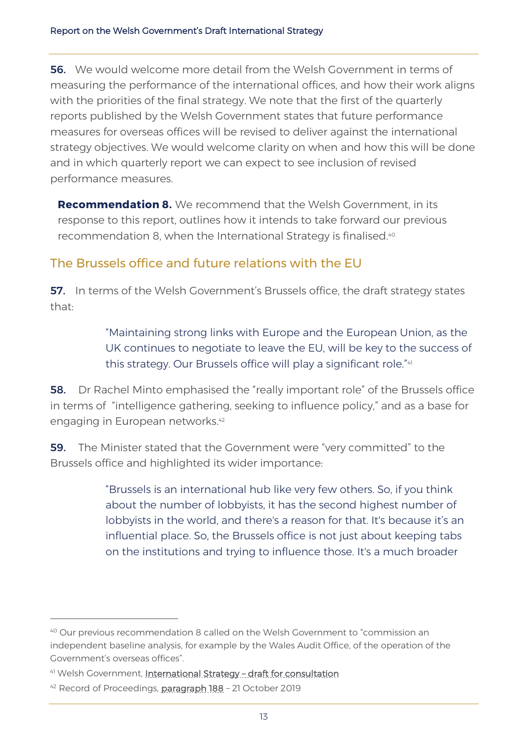**56.** We would welcome more detail from the Welsh Government in terms of measuring the performance of the international offices, and how their work aligns with the priorities of the final strategy. We note that the first of the quarterly reports published by the Welsh Government states that future performance measures for overseas offices will be revised to deliver against the international strategy objectives. We would welcome clarity on when and how this will be done and in which quarterly report we can expect to see inclusion of revised performance measures.

> **Recommendation 8.** We recommend that the Welsh Government, in its response to this report, outlines how it intends to take forward our previous recommendation 8, when the International Strategy is finalised.[40]

## The Brussels office and future relations with the EU

**57.** In terms of the Welsh Government's Brussels office, the draft strategy states that:

> "Maintaining strong links with Europe and the European Union, as the UK continues to negotiate to leave the EU, will be key to the success of this strategy. Our Brussels office will play a significant role."[41]

**58.** Dr Rachel Minto emphasised the "really important role" of the Brussels office in terms of "intelligence gathering, seeking to influence policy," and as a base for engaging in European networks.[42]

**59.** The Minister stated that the Government were "very committed" to the Brussels office and highlighted its wider importance:

> "Brussels is an international hub like very few others. So, if you think about the number of lobbyists, it has the second highest number of lobbyists in the world, and there's a reason for that. It's because it's an influential place. So, the Brussels office is not just about keeping tabs on the institutions and trying to influence those. It's a much broader

---

[40] Our previous recommendation 8 called on the Welsh Government to "commission an independent baseline analysis, for example by the Wales Audit Office, of the operation of the Government's overseas offices".

[41] Welsh Government, International Strategy – draft for consultation

[42] Record of Proceedings, paragraph 188 – 21 October 2019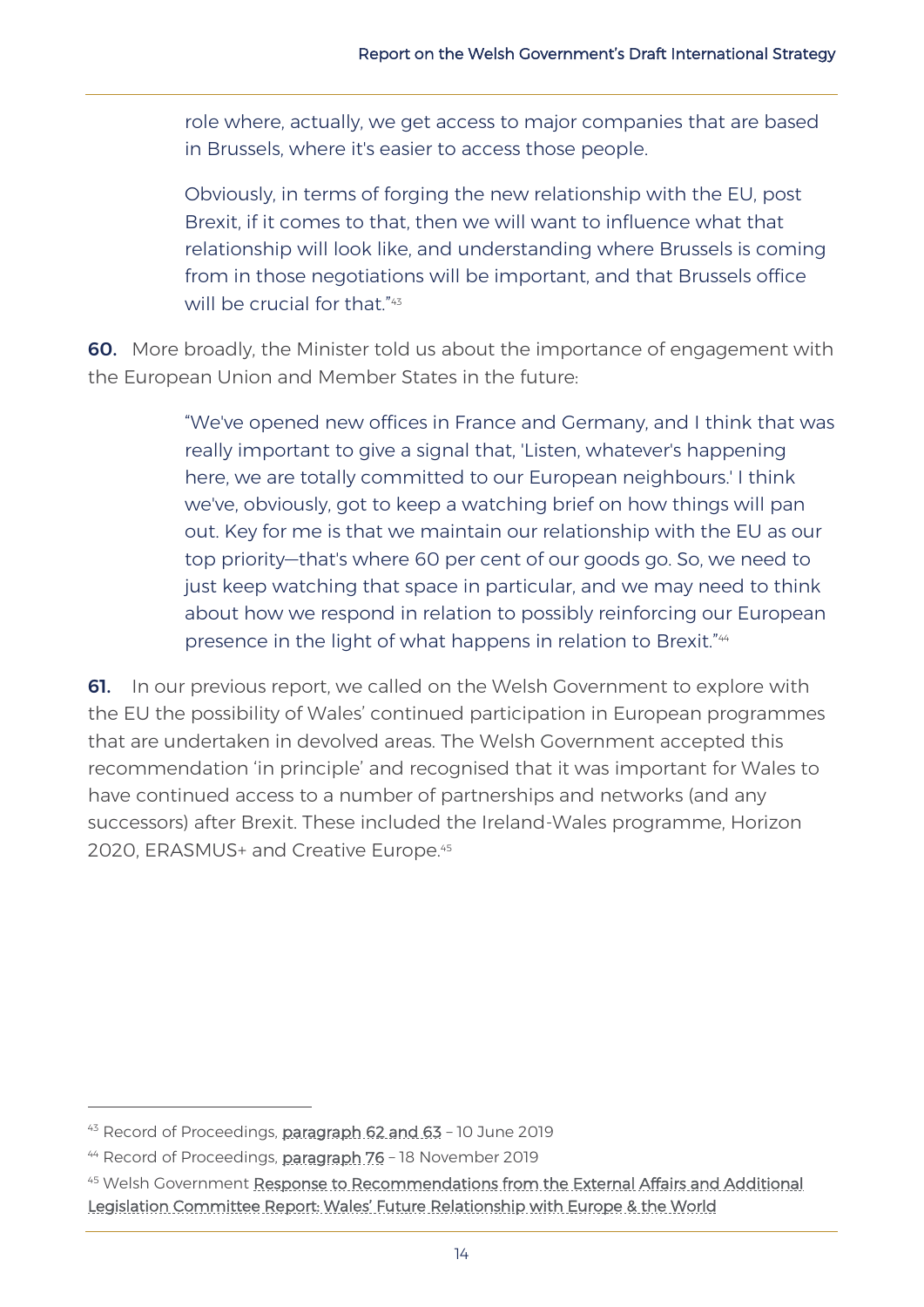> role where, actually, we get access to major companies that are based in Brussels, where it's easier to access those people.
>
> Obviously, in terms of forging the new relationship with the EU, post Brexit, if it comes to that, then we will want to influence what that relationship will look like, and understanding where Brussels is coming from in those negotiations will be important, and that Brussels office will be crucial for that."[43]

**60.** More broadly, the Minister told us about the importance of engagement with the European Union and Member States in the future:

> "We've opened new offices in France and Germany, and I think that was really important to give a signal that, 'Listen, whatever's happening here, we are totally committed to our European neighbours.' I think we've, obviously, got to keep a watching brief on how things will pan out. Key for me is that we maintain our relationship with the EU as our top priority—that's where 60 per cent of our goods go. So, we need to just keep watching that space in particular, and we may need to think about how we respond in relation to possibly reinforcing our European presence in the light of what happens in relation to Brexit."[44]

**61.** In our previous report, we called on the Welsh Government to explore with the EU the possibility of Wales' continued participation in European programmes that are undertaken in devolved areas. The Welsh Government accepted this recommendation 'in principle' and recognised that it was important for Wales to have continued access to a number of partnerships and networks (and any successors) after Brexit. These included the Ireland-Wales programme, Horizon 2020, ERASMUS+ and Creative Europe.[45]

---

[43] Record of Proceedings, paragraph 62 and 63 – 10 June 2019

[44] Record of Proceedings, paragraph 76 – 18 November 2019

[45] Welsh Government Response to Recommendations from the External Affairs and Additional Legislation Committee Report: Wales' Future Relationship with Europe & the World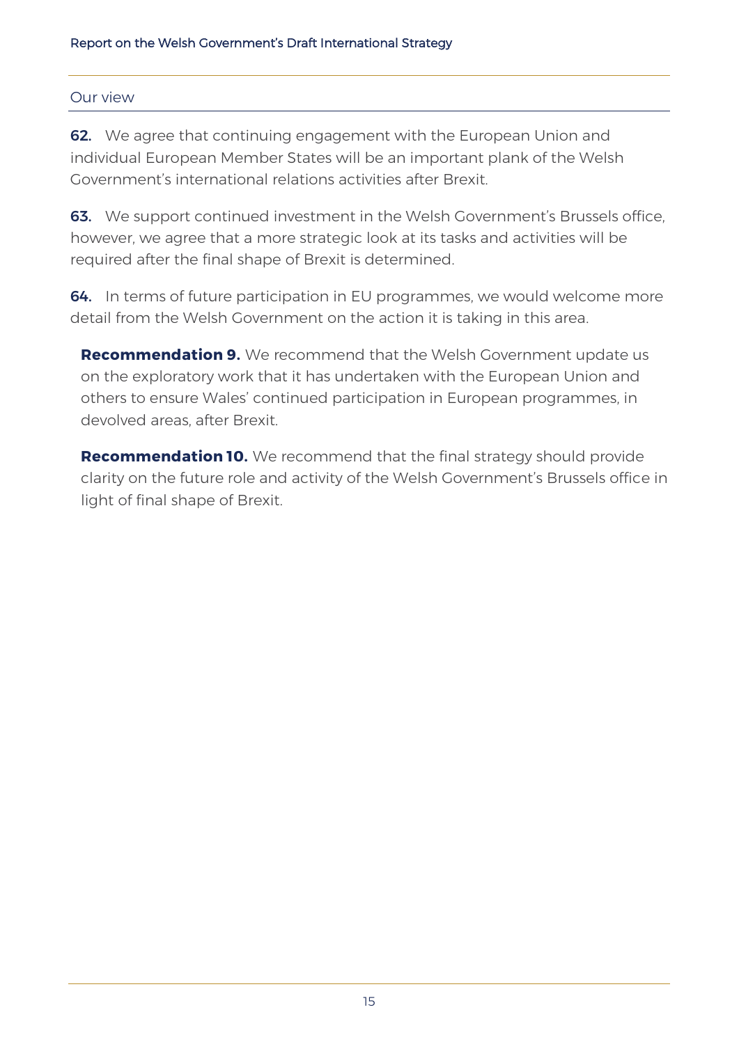## Our view

**62.** We agree that continuing engagement with the European Union and individual European Member States will be an important plank of the Welsh Government's international relations activities after Brexit.

**63.** We support continued investment in the Welsh Government's Brussels office, however, we agree that a more strategic look at its tasks and activities will be required after the final shape of Brexit is determined.

**64.** In terms of future participation in EU programmes, we would welcome more detail from the Welsh Government on the action it is taking in this area.

**Recommendation 9.** We recommend that the Welsh Government update us on the exploratory work that it has undertaken with the European Union and others to ensure Wales' continued participation in European programmes, in devolved areas, after Brexit.

**Recommendation 10.** We recommend that the final strategy should provide clarity on the future role and activity of the Welsh Government's Brussels office in light of final shape of Brexit.